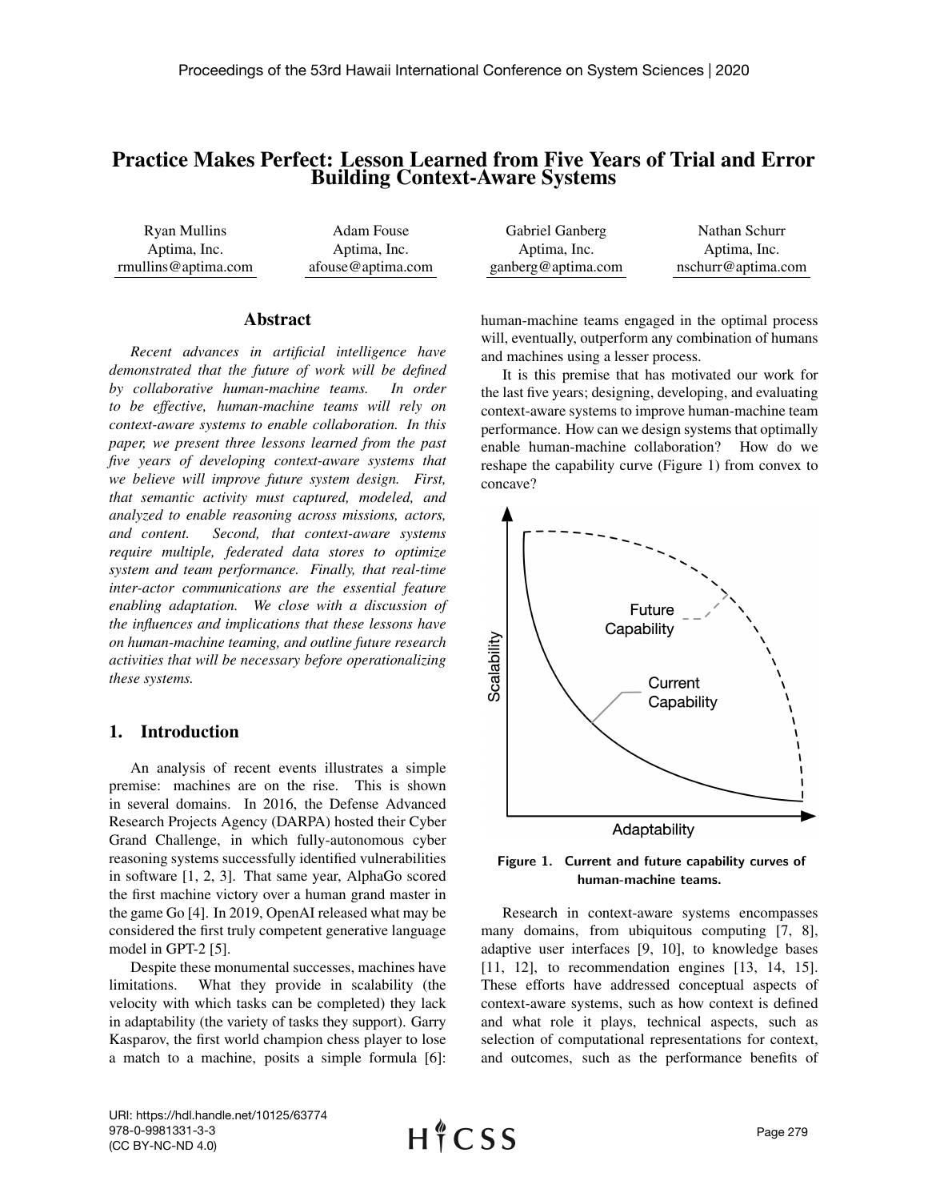# Practice Makes Perfect: Lesson Learned from Five Years of Trial and Error Building Context-Aware Systems

| Ryan Mullins | Adam Fouse | Gabriel Ganberg | Nathan Schurr |
|---|---|---|---|
| Aptima, Inc. | Aptima, Inc. | Aptima, Inc. | Aptima, Inc. |
| rmullins@aptima.com | afouse@aptima.com | ganberg@aptima.com | nschurr@aptima.com |

## Abstract

*Recent advances in artificial intelligence have demonstrated that the future of work will be defined by collaborative human-machine teams. In order to be effective, human-machine teams will rely on context-aware systems to enable collaboration. In this paper, we present three lessons learned from the past five years of developing context-aware systems that we believe will improve future system design. First, that semantic activity must captured, modeled, and analyzed to enable reasoning across missions, actors, and content. Second, that context-aware systems require multiple, federated data stores to optimize system and team performance. Finally, that real-time inter-actor communications are the essential feature enabling adaptation. We close with a discussion of the influences and implications that these lessons have on human-machine teaming, and outline future research activities that will be necessary before operationalizing these systems.*

## 1. Introduction

An analysis of recent events illustrates a simple premise: machines are on the rise. This is shown in several domains. In 2016, the Defense Advanced Research Projects Agency (DARPA) hosted their Cyber Grand Challenge, in which fully-autonomous cyber reasoning systems successfully identified vulnerabilities in software [1, 2, 3]. That same year, AlphaGo scored the first machine victory over a human grand master in the game Go [4]. In 2019, OpenAI released what may be considered the first truly competent generative language model in GPT-2 [5].

Despite these monumental successes, machines have limitations. What they provide in scalability (the velocity with which tasks can be completed) they lack in adaptability (the variety of tasks they support). Garry Kasparov, the first world champion chess player to lose a match to a machine, posits a simple formula [6]: human-machine teams engaged in the optimal process will, eventually, outperform any combination of humans and machines using a lesser process.

It is this premise that has motivated our work for the last five years; designing, developing, and evaluating context-aware systems to improve human-machine team performance. How can we design systems that optimally enable human-machine collaboration? How do we reshape the capability curve (Figure 1) from convex to concave?

Figure 1. Current and future capability curves of human-machine teams.

Research in context-aware systems encompasses many domains, from ubiquitous computing [7, 8], adaptive user interfaces [9, 10], to knowledge bases [11, 12], to recommendation engines [13, 14, 15]. These efforts have addressed conceptual aspects of context-aware systems, such as how context is defined and what role it plays, technical aspects, such as selection of computational representations for context, and outcomes, such as the performance benefits of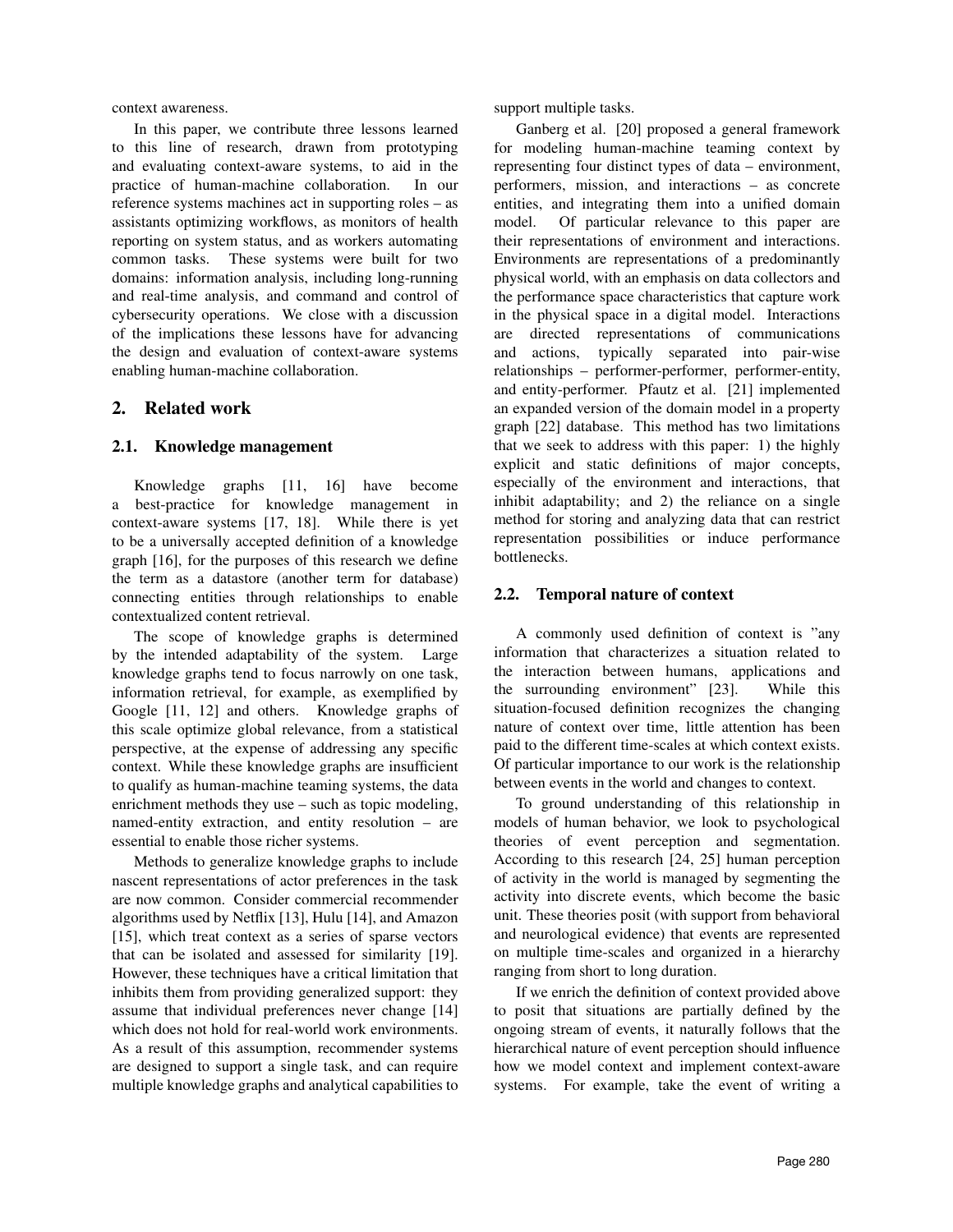context awareness.

In this paper, we contribute three lessons learned to this line of research, drawn from prototyping and evaluating context-aware systems, to aid in the practice of human-machine collaboration. In our reference systems machines act in supporting roles – as assistants optimizing workflows, as monitors of health reporting on system status, and as workers automating common tasks. These systems were built for two domains: information analysis, including long-running and real-time analysis, and command and control of cybersecurity operations. We close with a discussion of the implications these lessons have for advancing the design and evaluation of context-aware systems enabling human-machine collaboration.

## 2. Related work

### 2.1. Knowledge management

Knowledge graphs [11, 16] have become a best-practice for knowledge management in context-aware systems [17, 18]. While there is yet to be a universally accepted definition of a knowledge graph [16], for the purposes of this research we define the term as a datastore (another term for database) connecting entities through relationships to enable contextualized content retrieval.

The scope of knowledge graphs is determined by the intended adaptability of the system. Large knowledge graphs tend to focus narrowly on one task, information retrieval, for example, as exemplified by Google [11, 12] and others. Knowledge graphs of this scale optimize global relevance, from a statistical perspective, at the expense of addressing any specific context. While these knowledge graphs are insufficient to qualify as human-machine teaming systems, the data enrichment methods they use – such as topic modeling, named-entity extraction, and entity resolution – are essential to enable those richer systems.

Methods to generalize knowledge graphs to include nascent representations of actor preferences in the task are now common. Consider commercial recommender algorithms used by Netflix [13], Hulu [14], and Amazon [15], which treat context as a series of sparse vectors that can be isolated and assessed for similarity [19]. However, these techniques have a critical limitation that inhibits them from providing generalized support: they assume that individual preferences never change [14] which does not hold for real-world work environments. As a result of this assumption, recommender systems are designed to support a single task, and can require multiple knowledge graphs and analytical capabilities to support multiple tasks.

Ganberg et al. [20] proposed a general framework for modeling human-machine teaming context by representing four distinct types of data – environment, performers, mission, and interactions – as concrete entities, and integrating them into a unified domain model. Of particular relevance to this paper are their representations of environment and interactions. Environments are representations of a predominantly physical world, with an emphasis on data collectors and the performance space characteristics that capture work in the physical space in a digital model. Interactions are directed representations of communications and actions, typically separated into pair-wise relationships – performer-performer, performer-entity, and entity-performer. Pfautz et al. [21] implemented an expanded version of the domain model in a property graph [22] database. This method has two limitations that we seek to address with this paper: 1) the highly explicit and static definitions of major concepts, especially of the environment and interactions, that inhibit adaptability; and 2) the reliance on a single method for storing and analyzing data that can restrict representation possibilities or induce performance bottlenecks.

### 2.2. Temporal nature of context

A commonly used definition of context is "any information that characterizes a situation related to the interaction between humans, applications and the surrounding environment" [23]. While this situation-focused definition recognizes the changing nature of context over time, little attention has been paid to the different time-scales at which context exists. Of particular importance to our work is the relationship between events in the world and changes to context.

To ground understanding of this relationship in models of human behavior, we look to psychological theories of event perception and segmentation. According to this research [24, 25] human perception of activity in the world is managed by segmenting the activity into discrete events, which become the basic unit. These theories posit (with support from behavioral and neurological evidence) that events are represented on multiple time-scales and organized in a hierarchy ranging from short to long duration.

If we enrich the definition of context provided above to posit that situations are partially defined by the ongoing stream of events, it naturally follows that the hierarchical nature of event perception should influence how we model context and implement context-aware systems. For example, take the event of writing a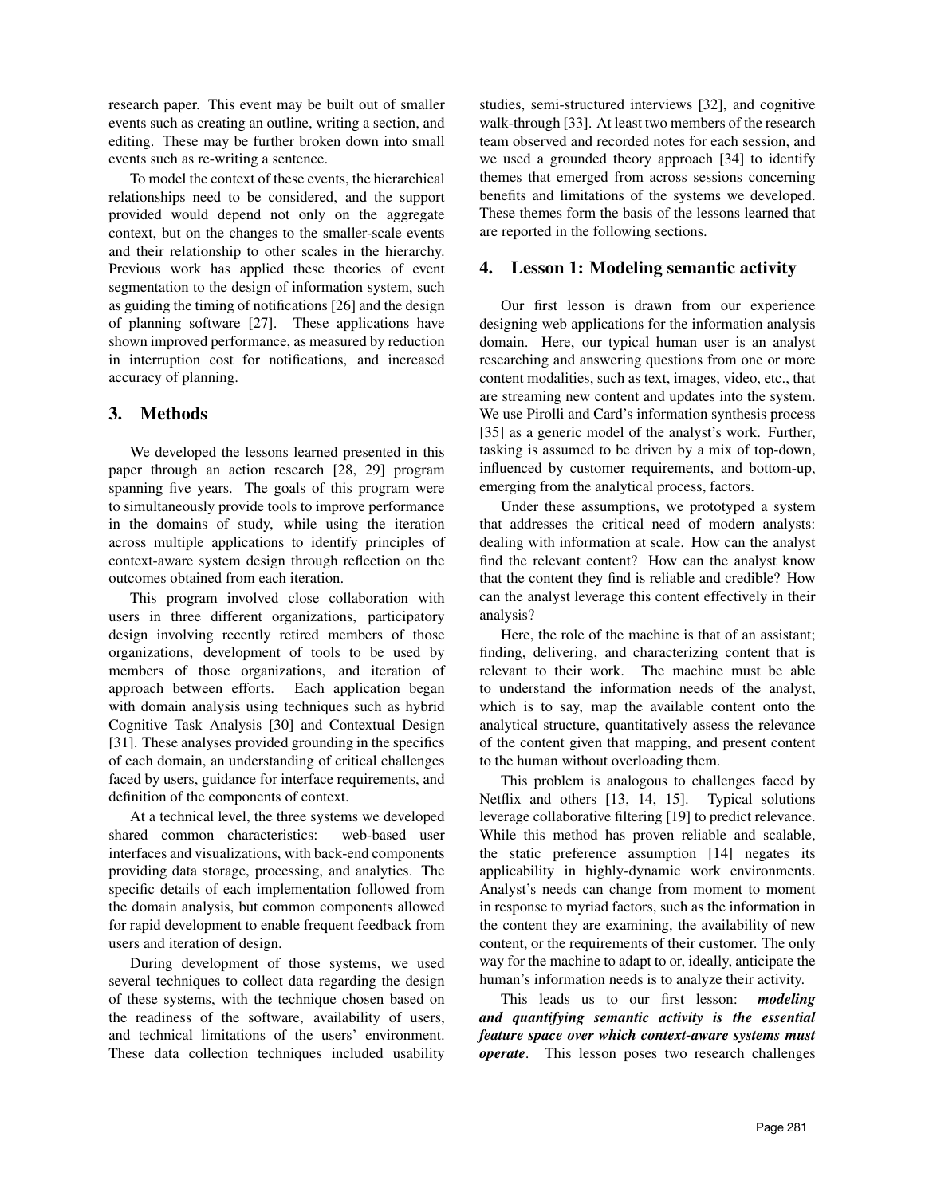research paper. This event may be built out of smaller events such as creating an outline, writing a section, and editing. These may be further broken down into small events such as re-writing a sentence.

To model the context of these events, the hierarchical relationships need to be considered, and the support provided would depend not only on the aggregate context, but on the changes to the smaller-scale events and their relationship to other scales in the hierarchy. Previous work has applied these theories of event segmentation to the design of information system, such as guiding the timing of notifications [26] and the design of planning software [27]. These applications have shown improved performance, as measured by reduction in interruption cost for notifications, and increased accuracy of planning.

## 3. Methods

We developed the lessons learned presented in this paper through an action research [28, 29] program spanning five years. The goals of this program were to simultaneously provide tools to improve performance in the domains of study, while using the iteration across multiple applications to identify principles of context-aware system design through reflection on the outcomes obtained from each iteration.

This program involved close collaboration with users in three different organizations, participatory design involving recently retired members of those organizations, development of tools to be used by members of those organizations, and iteration of approach between efforts. Each application began with domain analysis using techniques such as hybrid Cognitive Task Analysis [30] and Contextual Design [31]. These analyses provided grounding in the specifics of each domain, an understanding of critical challenges faced by users, guidance for interface requirements, and definition of the components of context.

At a technical level, the three systems we developed shared common characteristics: web-based user interfaces and visualizations, with back-end components providing data storage, processing, and analytics. The specific details of each implementation followed from the domain analysis, but common components allowed for rapid development to enable frequent feedback from users and iteration of design.

During development of those systems, we used several techniques to collect data regarding the design of these systems, with the technique chosen based on the readiness of the software, availability of users, and technical limitations of the users' environment. These data collection techniques included usability studies, semi-structured interviews [32], and cognitive walk-through [33]. At least two members of the research team observed and recorded notes for each session, and we used a grounded theory approach [34] to identify themes that emerged from across sessions concerning benefits and limitations of the systems we developed. These themes form the basis of the lessons learned that are reported in the following sections.

## 4. Lesson 1: Modeling semantic activity

Our first lesson is drawn from our experience designing web applications for the information analysis domain. Here, our typical human user is an analyst researching and answering questions from one or more content modalities, such as text, images, video, etc., that are streaming new content and updates into the system. We use Pirolli and Card's information synthesis process [35] as a generic model of the analyst's work. Further, tasking is assumed to be driven by a mix of top-down, influenced by customer requirements, and bottom-up, emerging from the analytical process, factors.

Under these assumptions, we prototyped a system that addresses the critical need of modern analysts: dealing with information at scale. How can the analyst find the relevant content? How can the analyst know that the content they find is reliable and credible? How can the analyst leverage this content effectively in their analysis?

Here, the role of the machine is that of an assistant; finding, delivering, and characterizing content that is relevant to their work. The machine must be able to understand the information needs of the analyst, which is to say, map the available content onto the analytical structure, quantitatively assess the relevance of the content given that mapping, and present content to the human without overloading them.

This problem is analogous to challenges faced by Netflix and others [13, 14, 15]. Typical solutions leverage collaborative filtering [19] to predict relevance. While this method has proven reliable and scalable, the static preference assumption [14] negates its applicability in highly-dynamic work environments. Analyst's needs can change from moment to moment in response to myriad factors, such as the information in the content they are examining, the availability of new content, or the requirements of their customer. The only way for the machine to adapt to or, ideally, anticipate the human's information needs is to analyze their activity.

This leads us to our first lesson: ***modeling and quantifying semantic activity is the essential feature space over which context-aware systems must operate***. This lesson poses two research challenges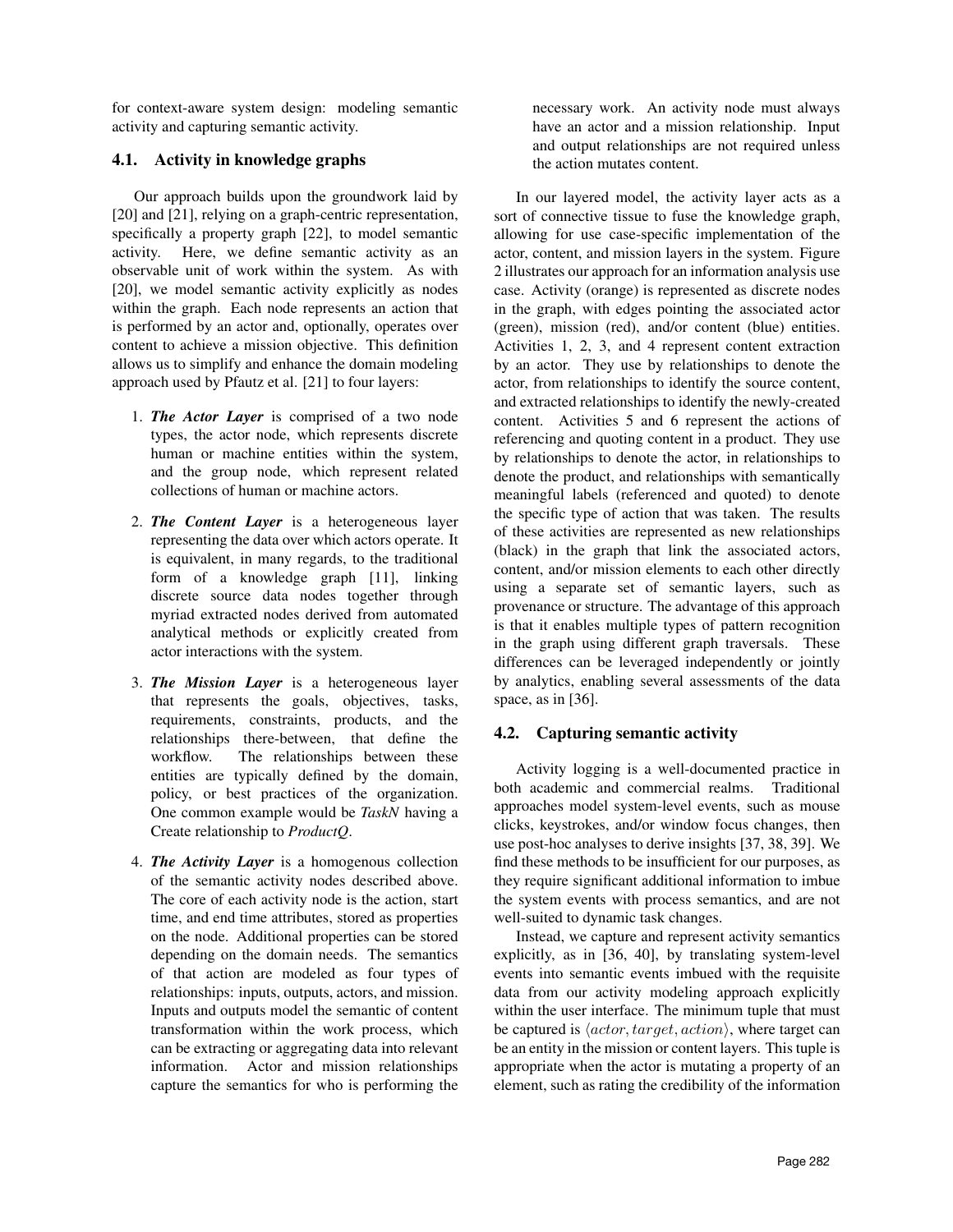for context-aware system design: modeling semantic activity and capturing semantic activity.

### 4.1. Activity in knowledge graphs

Our approach builds upon the groundwork laid by [20] and [21], relying on a graph-centric representation, specifically a property graph [22], to model semantic activity. Here, we define semantic activity as an observable unit of work within the system. As with [20], we model semantic activity explicitly as nodes within the graph. Each node represents an action that is performed by an actor and, optionally, operates over content to achieve a mission objective. This definition allows us to simplify and enhance the domain modeling approach used by Pfautz et al. [21] to four layers:

1. ***The Actor Layer*** is comprised of a two node types, the actor node, which represents discrete human or machine entities within the system, and the group node, which represent related collections of human or machine actors.
2. ***The Content Layer*** is a heterogeneous layer representing the data over which actors operate. It is equivalent, in many regards, to the traditional form of a knowledge graph [11], linking discrete source data nodes together through myriad extracted nodes derived from automated analytical methods or explicitly created from actor interactions with the system.
3. ***The Mission Layer*** is a heterogeneous layer that represents the goals, objectives, tasks, requirements, constraints, products, and the relationships there-between, that define the workflow. The relationships between these entities are typically defined by the domain, policy, or best practices of the organization. One common example would be *TaskN* having a Create relationship to *ProductQ*.
4. ***The Activity Layer*** is a homogenous collection of the semantic activity nodes described above. The core of each activity node is the action, start time, and end time attributes, stored as properties on the node. Additional properties can be stored depending on the domain needs. The semantics of that action are modeled as four types of relationships: inputs, outputs, actors, and mission. Inputs and outputs model the semantic of content transformation within the work process, which can be extracting or aggregating data into relevant information. Actor and mission relationships capture the semantics for who is performing the necessary work. An activity node must always have an actor and a mission relationship. Input and output relationships are not required unless the action mutates content.

In our layered model, the activity layer acts as a sort of connective tissue to fuse the knowledge graph, allowing for use case-specific implementation of the actor, content, and mission layers in the system. Figure 2 illustrates our approach for an information analysis use case. Activity (orange) is represented as discrete nodes in the graph, with edges pointing the associated actor (green), mission (red), and/or content (blue) entities. Activities 1, 2, 3, and 4 represent content extraction by an actor. They use by relationships to denote the actor, from relationships to identify the source content, and extracted relationships to identify the newly-created content. Activities 5 and 6 represent the actions of referencing and quoting content in a product. They use by relationships to denote the actor, in relationships to denote the product, and relationships with semantically meaningful labels (referenced and quoted) to denote the specific type of action that was taken. The results of these activities are represented as new relationships (black) in the graph that link the associated actors, content, and/or mission elements to each other directly using a separate set of semantic layers, such as provenance or structure. The advantage of this approach is that it enables multiple types of pattern recognition in the graph using different graph traversals. These differences can be leveraged independently or jointly by analytics, enabling several assessments of the data space, as in [36].

### 4.2. Capturing semantic activity

Activity logging is a well-documented practice in both academic and commercial realms. Traditional approaches model system-level events, such as mouse clicks, keystrokes, and/or window focus changes, then use post-hoc analyses to derive insights [37, 38, 39]. We find these methods to be insufficient for our purposes, as they require significant additional information to imbue the system events with process semantics, and are not well-suited to dynamic task changes.

Instead, we capture and represent activity semantics explicitly, as in [36, 40], by translating system-level events into semantic events imbued with the requisite data from our activity modeling approach explicitly within the user interface. The minimum tuple that must be captured is $\langle actor, target, action \rangle$, where target can be an entity in the mission or content layers. This tuple is appropriate when the actor is mutating a property of an element, such as rating the credibility of the information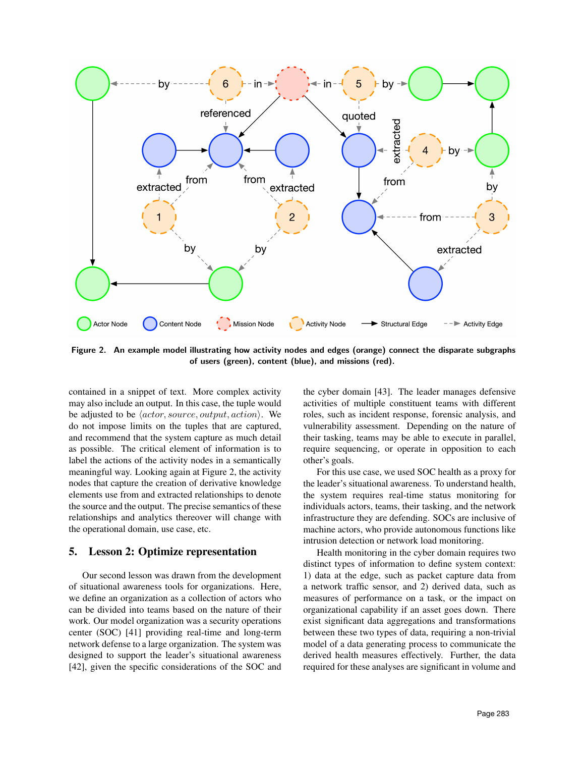Figure 2. An example model illustrating how activity nodes and edges (orange) connect the disparate subgraphs of users (green), content (blue), and missions (red).

contained in a snippet of text. More complex activity may also include an output. In this case, the tuple would be adjusted to be $\langle actor, source, output, action \rangle$. We do not impose limits on the tuples that are captured, and recommend that the system capture as much detail as possible. The critical element of information is to label the actions of the activity nodes in a semantically meaningful way. Looking again at Figure 2, the activity nodes that capture the creation of derivative knowledge elements use from and extracted relationships to denote the source and the output. The precise semantics of these relationships and analytics thereover will change with the operational domain, use case, etc.

## 5. Lesson 2: Optimize representation

Our second lesson was drawn from the development of situational awareness tools for organizations. Here, we define an organization as a collection of actors who can be divided into teams based on the nature of their work. Our model organization was a security operations center (SOC) [41] providing real-time and long-term network defense to a large organization. The system was designed to support the leader's situational awareness [42], given the specific considerations of the SOC and the cyber domain [43]. The leader manages defensive activities of multiple constituent teams with different roles, such as incident response, forensic analysis, and vulnerability assessment. Depending on the nature of their tasking, teams may be able to execute in parallel, require sequencing, or operate in opposition to each other's goals.

For this use case, we used SOC health as a proxy for the leader's situational awareness. To understand health, the system requires real-time status monitoring for individuals actors, teams, their tasking, and the network infrastructure they are defending. SOCs are inclusive of machine actors, who provide autonomous functions like intrusion detection or network load monitoring.

Health monitoring in the cyber domain requires two distinct types of information to define system context: 1) data at the edge, such as packet capture data from a network traffic sensor, and 2) derived data, such as measures of performance on a task, or the impact on organizational capability if an asset goes down. There exist significant data aggregations and transformations between these two types of data, requiring a non-trivial model of a data generating process to communicate the derived health measures effectively. Further, the data required for these analyses are significant in volume and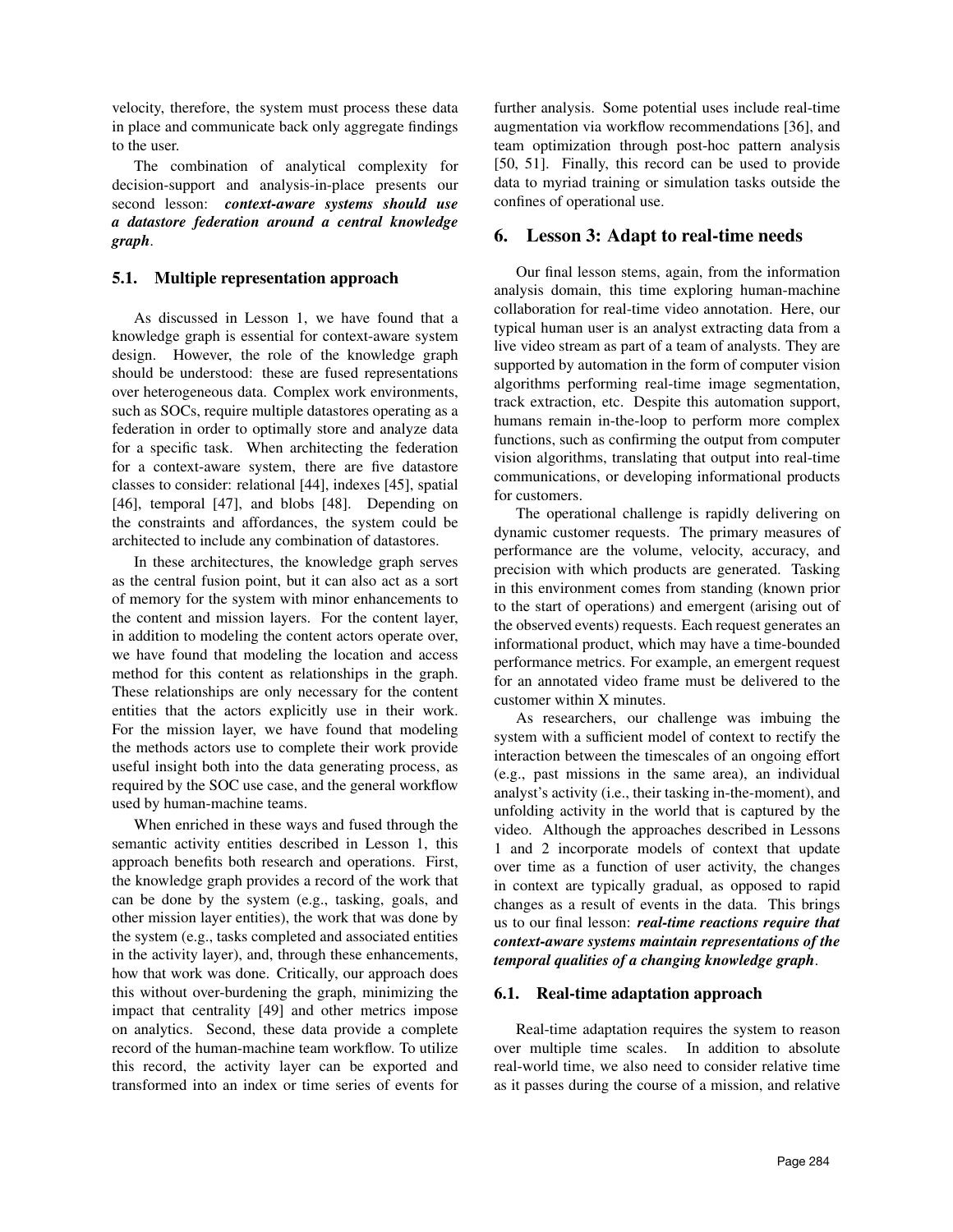velocity, therefore, the system must process these data in place and communicate back only aggregate findings to the user.

The combination of analytical complexity for decision-support and analysis-in-place presents our second lesson: ***context-aware systems should use a datastore federation around a central knowledge graph***.

### 5.1. Multiple representation approach

As discussed in Lesson 1, we have found that a knowledge graph is essential for context-aware system design. However, the role of the knowledge graph should be understood: these are fused representations over heterogeneous data. Complex work environments, such as SOCs, require multiple datastores operating as a federation in order to optimally store and analyze data for a specific task. When architecting the federation for a context-aware system, there are five datastore classes to consider: relational [44], indexes [45], spatial [46], temporal [47], and blobs [48]. Depending on the constraints and affordances, the system could be architected to include any combination of datastores.

In these architectures, the knowledge graph serves as the central fusion point, but it can also act as a sort of memory for the system with minor enhancements to the content and mission layers. For the content layer, in addition to modeling the content actors operate over, we have found that modeling the location and access method for this content as relationships in the graph. These relationships are only necessary for the content entities that the actors explicitly use in their work. For the mission layer, we have found that modeling the methods actors use to complete their work provide useful insight both into the data generating process, as required by the SOC use case, and the general workflow used by human-machine teams.

When enriched in these ways and fused through the semantic activity entities described in Lesson 1, this approach benefits both research and operations. First, the knowledge graph provides a record of the work that can be done by the system (e.g., tasking, goals, and other mission layer entities), the work that was done by the system (e.g., tasks completed and associated entities in the activity layer), and, through these enhancements, how that work was done. Critically, our approach does this without over-burdening the graph, minimizing the impact that centrality [49] and other metrics impose on analytics. Second, these data provide a complete record of the human-machine team workflow. To utilize this record, the activity layer can be exported and transformed into an index or time series of events for further analysis. Some potential uses include real-time augmentation via workflow recommendations [36], and team optimization through post-hoc pattern analysis [50, 51]. Finally, this record can be used to provide data to myriad training or simulation tasks outside the confines of operational use.

## 6. Lesson 3: Adapt to real-time needs

Our final lesson stems, again, from the information analysis domain, this time exploring human-machine collaboration for real-time video annotation. Here, our typical human user is an analyst extracting data from a live video stream as part of a team of analysts. They are supported by automation in the form of computer vision algorithms performing real-time image segmentation, track extraction, etc. Despite this automation support, humans remain in-the-loop to perform more complex functions, such as confirming the output from computer vision algorithms, translating that output into real-time communications, or developing informational products for customers.

The operational challenge is rapidly delivering on dynamic customer requests. The primary measures of performance are the volume, velocity, accuracy, and precision with which products are generated. Tasking in this environment comes from standing (known prior to the start of operations) and emergent (arising out of the observed events) requests. Each request generates an informational product, which may have a time-bounded performance metrics. For example, an emergent request for an annotated video frame must be delivered to the customer within X minutes.

As researchers, our challenge was imbuing the system with a sufficient model of context to rectify the interaction between the timescales of an ongoing effort (e.g., past missions in the same area), an individual analyst's activity (i.e., their tasking in-the-moment), and unfolding activity in the world that is captured by the video. Although the approaches described in Lessons 1 and 2 incorporate models of context that update over time as a function of user activity, the changes in context are typically gradual, as opposed to rapid changes as a result of events in the data. This brings us to our final lesson: ***real-time reactions require that context-aware systems maintain representations of the temporal qualities of a changing knowledge graph***.

### 6.1. Real-time adaptation approach

Real-time adaptation requires the system to reason over multiple time scales. In addition to absolute real-world time, we also need to consider relative time as it passes during the course of a mission, and relative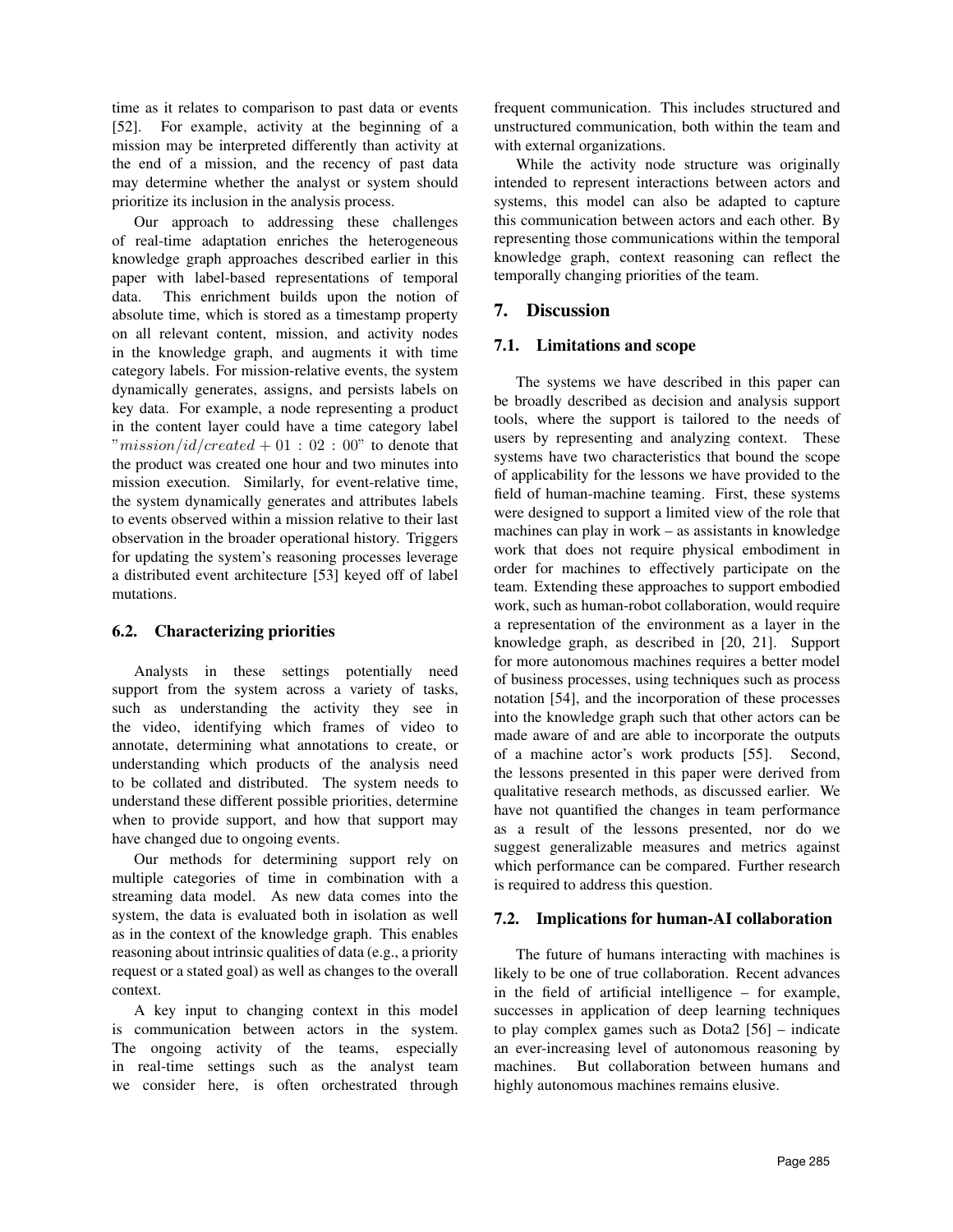time as it relates to comparison to past data or events [52]. For example, activity at the beginning of a mission may be interpreted differently than activity at the end of a mission, and the recency of past data may determine whether the analyst or system should prioritize its inclusion in the analysis process.

Our approach to addressing these challenges of real-time adaptation enriches the heterogeneous knowledge graph approaches described earlier in this paper with label-based representations of temporal data. This enrichment builds upon the notion of absolute time, which is stored as a timestamp property on all relevant content, mission, and activity nodes in the knowledge graph, and augments it with time category labels. For mission-relative events, the system dynamically generates, assigns, and persists labels on key data. For example, a node representing a product in the content layer could have a time category label "$mission/id/created + 01 : 02 : 00$" to denote that the product was created one hour and two minutes into mission execution. Similarly, for event-relative time, the system dynamically generates and attributes labels to events observed within a mission relative to their last observation in the broader operational history. Triggers for updating the system's reasoning processes leverage a distributed event architecture [53] keyed off of label mutations.

### 6.2. Characterizing priorities

Analysts in these settings potentially need support from the system across a variety of tasks, such as understanding the activity they see in the video, identifying which frames of video to annotate, determining what annotations to create, or understanding which products of the analysis need to be collated and distributed. The system needs to understand these different possible priorities, determine when to provide support, and how that support may have changed due to ongoing events.

Our methods for determining support rely on multiple categories of time in combination with a streaming data model. As new data comes into the system, the data is evaluated both in isolation as well as in the context of the knowledge graph. This enables reasoning about intrinsic qualities of data (e.g., a priority request or a stated goal) as well as changes to the overall context.

A key input to changing context in this model is communication between actors in the system. The ongoing activity of the teams, especially in real-time settings such as the analyst team we consider here, is often orchestrated through frequent communication. This includes structured and unstructured communication, both within the team and with external organizations.

While the activity node structure was originally intended to represent interactions between actors and systems, this model can also be adapted to capture this communication between actors and each other. By representing those communications within the temporal knowledge graph, context reasoning can reflect the temporally changing priorities of the team.

## 7. Discussion

### 7.1. Limitations and scope

The systems we have described in this paper can be broadly described as decision and analysis support tools, where the support is tailored to the needs of users by representing and analyzing context. These systems have two characteristics that bound the scope of applicability for the lessons we have provided to the field of human-machine teaming. First, these systems were designed to support a limited view of the role that machines can play in work – as assistants in knowledge work that does not require physical embodiment in order for machines to effectively participate on the team. Extending these approaches to support embodied work, such as human-robot collaboration, would require a representation of the environment as a layer in the knowledge graph, as described in [20, 21]. Support for more autonomous machines requires a better model of business processes, using techniques such as process notation [54], and the incorporation of these processes into the knowledge graph such that other actors can be made aware of and are able to incorporate the outputs of a machine actor's work products [55]. Second, the lessons presented in this paper were derived from qualitative research methods, as discussed earlier. We have not quantified the changes in team performance as a result of the lessons presented, nor do we suggest generalizable measures and metrics against which performance can be compared. Further research is required to address this question.

### 7.2. Implications for human-AI collaboration

The future of humans interacting with machines is likely to be one of true collaboration. Recent advances in the field of artificial intelligence – for example, successes in application of deep learning techniques to play complex games such as Dota2 [56] – indicate an ever-increasing level of autonomous reasoning by machines. But collaboration between humans and highly autonomous machines remains elusive.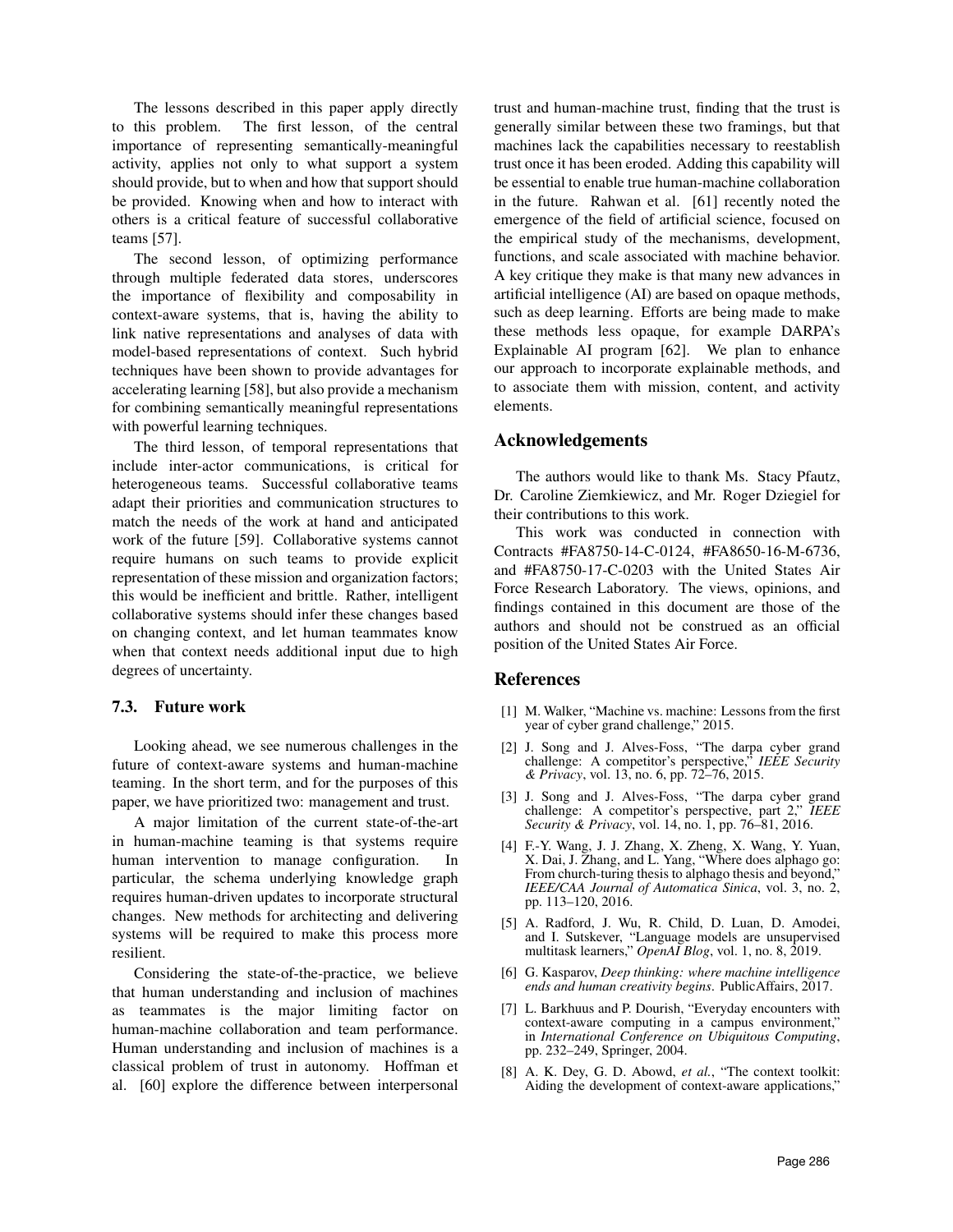The lessons described in this paper apply directly to this problem. The first lesson, of the central importance of representing semantically-meaningful activity, applies not only to what support a system should provide, but to when and how that support should be provided. Knowing when and how to interact with others is a critical feature of successful collaborative teams [57].

The second lesson, of optimizing performance through multiple federated data stores, underscores the importance of flexibility and composability in context-aware systems, that is, having the ability to link native representations and analyses of data with model-based representations of context. Such hybrid techniques have been shown to provide advantages for accelerating learning [58], but also provide a mechanism for combining semantically meaningful representations with powerful learning techniques.

The third lesson, of temporal representations that include inter-actor communications, is critical for heterogeneous teams. Successful collaborative teams adapt their priorities and communication structures to match the needs of the work at hand and anticipated work of the future [59]. Collaborative systems cannot require humans on such teams to provide explicit representation of these mission and organization factors; this would be inefficient and brittle. Rather, intelligent collaborative systems should infer these changes based on changing context, and let human teammates know when that context needs additional input due to high degrees of uncertainty.

### 7.3. Future work

Looking ahead, we see numerous challenges in the future of context-aware systems and human-machine teaming. In the short term, and for the purposes of this paper, we have prioritized two: management and trust.

A major limitation of the current state-of-the-art in human-machine teaming is that systems require human intervention to manage configuration. In particular, the schema underlying knowledge graph requires human-driven updates to incorporate structural changes. New methods for architecting and delivering systems will be required to make this process more resilient.

Considering the state-of-the-practice, we believe that human understanding and inclusion of machines as teammates is the major limiting factor on human-machine collaboration and team performance. Human understanding and inclusion of machines is a classical problem of trust in autonomy. Hoffman et al. [60] explore the difference between interpersonal trust and human-machine trust, finding that the trust is generally similar between these two framings, but that machines lack the capabilities necessary to reestablish trust once it has been eroded. Adding this capability will be essential to enable true human-machine collaboration in the future. Rahwan et al. [61] recently noted the emergence of the field of artificial science, focused on the empirical study of the mechanisms, development, functions, and scale associated with machine behavior. A key critique they make is that many new advances in artificial intelligence (AI) are based on opaque methods, such as deep learning. Efforts are being made to make these methods less opaque, for example DARPA's Explainable AI program [62]. We plan to enhance our approach to incorporate explainable methods, and to associate them with mission, content, and activity elements.

## Acknowledgements

The authors would like to thank Ms. Stacy Pfautz, Dr. Caroline Ziemkiewicz, and Mr. Roger Dziegiel for their contributions to this work.

This work was conducted in connection with Contracts #FA8750-14-C-0124, #FA8650-16-M-6736, and #FA8750-17-C-0203 with the United States Air Force Research Laboratory. The views, opinions, and findings contained in this document are those of the authors and should not be construed as an official position of the United States Air Force.

## References

[1] M. Walker, "Machine vs. machine: Lessons from the first year of cyber grand challenge," 2015.

[2] J. Song and J. Alves-Foss, "The darpa cyber grand challenge: A competitor's perspective," *IEEE Security & Privacy*, vol. 13, no. 6, pp. 72–76, 2015.

[3] J. Song and J. Alves-Foss, "The darpa cyber grand challenge: A competitor's perspective, part 2," *IEEE Security & Privacy*, vol. 14, no. 1, pp. 76–81, 2016.

[4] F.-Y. Wang, J. J. Zhang, X. Zheng, X. Wang, Y. Yuan, X. Dai, J. Zhang, and L. Yang, "Where does alphago go: From church-turing thesis to alphago thesis and beyond," *IEEE/CAA Journal of Automatica Sinica*, vol. 3, no. 2, pp. 113–120, 2016.

[5] A. Radford, J. Wu, R. Child, D. Luan, D. Amodei, and I. Sutskever, "Language models are unsupervised multitask learners," *OpenAI Blog*, vol. 1, no. 8, 2019.

[6] G. Kasparov, *Deep thinking: where machine intelligence ends and human creativity begins*. PublicAffairs, 2017.

[7] L. Barkhuus and P. Dourish, "Everyday encounters with context-aware computing in a campus environment," in *International Conference on Ubiquitous Computing*, pp. 232–249, Springer, 2004.

[8] A. K. Dey, G. D. Abowd, *et al.*, "The context toolkit: Aiding the development of context-aware applications,"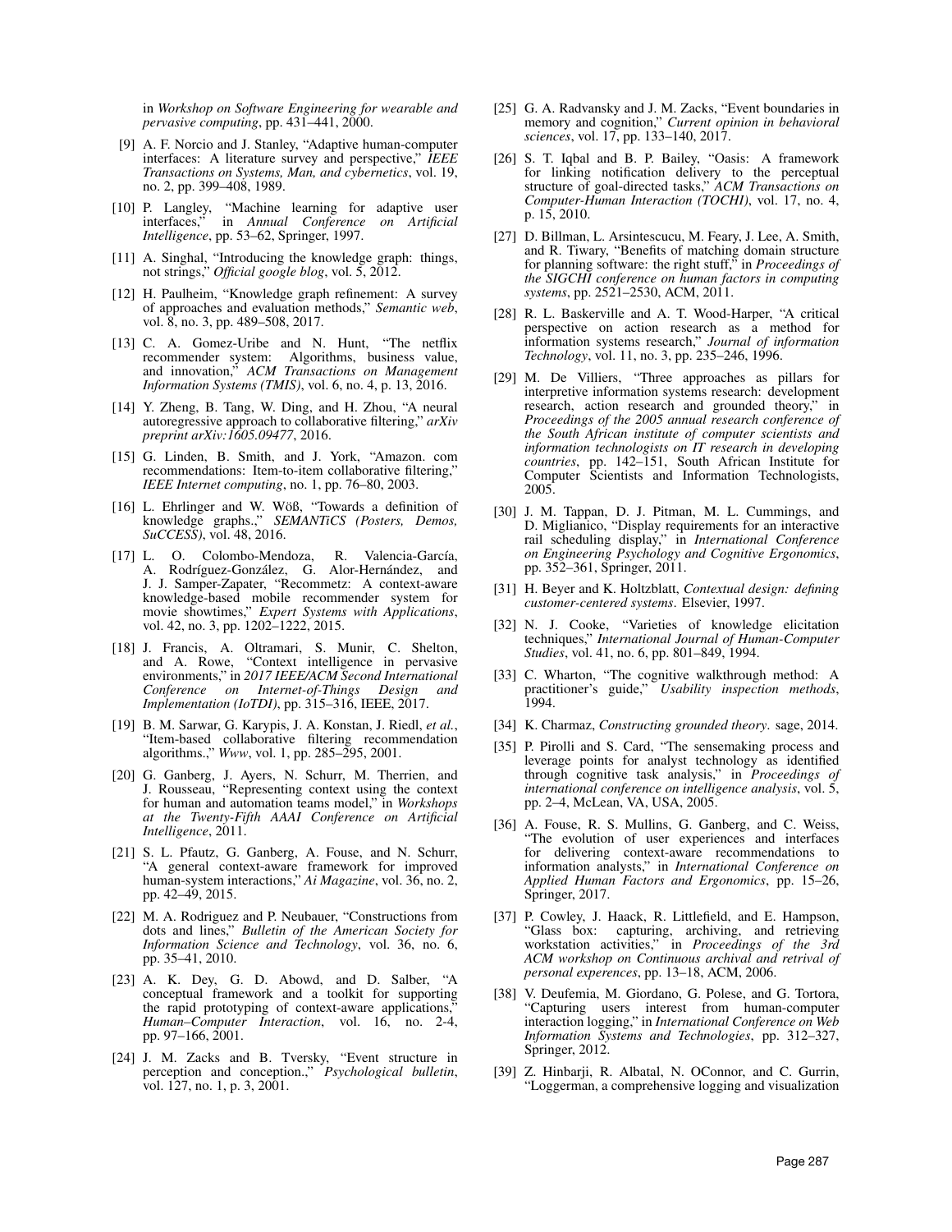in *Workshop on Software Engineering for wearable and pervasive computing*, pp. 431–441, 2000.

[9] A. F. Norcio and J. Stanley, "Adaptive human-computer interfaces: A literature survey and perspective," *IEEE Transactions on Systems, Man, and cybernetics*, vol. 19, no. 2, pp. 399–408, 1989.

[10] P. Langley, "Machine learning for adaptive user interfaces," in *Annual Conference on Artificial Intelligence*, pp. 53–62, Springer, 1997.

[11] A. Singhal, "Introducing the knowledge graph: things, not strings," *Official google blog*, vol. 5, 2012.

[12] H. Paulheim, "Knowledge graph refinement: A survey of approaches and evaluation methods," *Semantic web*, vol. 8, no. 3, pp. 489–508, 2017.

[13] C. A. Gomez-Uribe and N. Hunt, "The netflix recommender system: Algorithms, business value, and innovation," *ACM Transactions on Management Information Systems (TMIS)*, vol. 6, no. 4, p. 13, 2016.

[14] Y. Zheng, B. Tang, W. Ding, and H. Zhou, "A neural autoregressive approach to collaborative filtering," *arXiv preprint arXiv:1605.09477*, 2016.

[15] G. Linden, B. Smith, and J. York, "Amazon. com recommendations: Item-to-item collaborative filtering," *IEEE Internet computing*, no. 1, pp. 76–80, 2003.

[16] L. Ehrlinger and W. Wöß, "Towards a definition of knowledge graphs.," *SEMANTiCS (Posters, Demos, SuCCESS)*, vol. 48, 2016.

[17] L. O. Colombo-Mendoza, R. Valencia-García, A. Rodríguez-González, G. Alor-Hernández, and J. J. Samper-Zapater, "Recommetz: A context-aware knowledge-based mobile recommender system for movie showtimes," *Expert Systems with Applications*, vol. 42, no. 3, pp. 1202–1222, 2015.

[18] J. Francis, A. Oltramari, S. Munir, C. Shelton, and A. Rowe, "Context intelligence in pervasive environments," in *2017 IEEE/ACM Second International Conference on Internet-of-Things Design and Implementation (IoTDI)*, pp. 315–316, IEEE, 2017.

[19] B. M. Sarwar, G. Karypis, J. A. Konstan, J. Riedl, *et al.*, "Item-based collaborative filtering recommendation algorithms.," *Www*, vol. 1, pp. 285–295, 2001.

[20] G. Ganberg, J. Ayers, N. Schurr, M. Therrien, and J. Rousseau, "Representing context using the context for human and automation teams model," in *Workshops at the Twenty-Fifth AAAI Conference on Artificial Intelligence*, 2011.

[21] S. L. Pfautz, G. Ganberg, A. Fouse, and N. Schurr, "A general context-aware framework for improved human-system interactions," *Ai Magazine*, vol. 36, no. 2, pp. 42–49, 2015.

[22] M. A. Rodriguez and P. Neubauer, "Constructions from dots and lines," *Bulletin of the American Society for Information Science and Technology*, vol. 36, no. 6, pp. 35–41, 2010.

[23] A. K. Dey, G. D. Abowd, and D. Salber, "A conceptual framework and a toolkit for supporting the rapid prototyping of context-aware applications," *Human–Computer Interaction*, vol. 16, no. 2-4, pp. 97–166, 2001.

[24] J. M. Zacks and B. Tversky, "Event structure in perception and conception.," *Psychological bulletin*, vol. 127, no. 1, p. 3, 2001.

[25] G. A. Radvansky and J. M. Zacks, "Event boundaries in memory and cognition," *Current opinion in behavioral sciences*, vol. 17, pp. 133–140, 2017.

[26] S. T. Iqbal and B. P. Bailey, "Oasis: A framework for linking notification delivery to the perceptual structure of goal-directed tasks," *ACM Transactions on Computer-Human Interaction (TOCHI)*, vol. 17, no. 4, p. 15, 2010.

[27] D. Billman, L. Arsintescucu, M. Feary, J. Lee, A. Smith, and R. Tiwary, "Benefits of matching domain structure for planning software: the right stuff," in *Proceedings of the SIGCHI conference on human factors in computing systems*, pp. 2521–2530, ACM, 2011.

[28] R. L. Baskerville and A. T. Wood-Harper, "A critical perspective on action research as a method for information systems research," *Journal of information Technology*, vol. 11, no. 3, pp. 235–246, 1996.

[29] M. De Villiers, "Three approaches as pillars for interpretive information systems research: development research, action research and grounded theory," in *Proceedings of the 2005 annual research conference of the South African institute of computer scientists and information technologists on IT research in developing countries*, pp. 142–151, South African Institute for Computer Scientists and Information Technologists, 2005.

[30] J. M. Tappan, D. J. Pitman, M. L. Cummings, and D. Miglianico, "Display requirements for an interactive rail scheduling display," in *International Conference on Engineering Psychology and Cognitive Ergonomics*, pp. 352–361, Springer, 2011.

[31] H. Beyer and K. Holtzblatt, *Contextual design: defining customer-centered systems*. Elsevier, 1997.

[32] N. J. Cooke, "Varieties of knowledge elicitation techniques," *International Journal of Human-Computer Studies*, vol. 41, no. 6, pp. 801–849, 1994.

[33] C. Wharton, "The cognitive walkthrough method: A practitioner's guide," *Usability inspection methods*, 1994.

[34] K. Charmaz, *Constructing grounded theory*. sage, 2014.

[35] P. Pirolli and S. Card, "The sensemaking process and leverage points for analyst technology as identified through cognitive task analysis," in *Proceedings of international conference on intelligence analysis*, vol. 5, pp. 2–4, McLean, VA, USA, 2005.

[36] A. Fouse, R. S. Mullins, G. Ganberg, and C. Weiss, "The evolution of user experiences and interfaces for delivering context-aware recommendations to information analysts," in *International Conference on Applied Human Factors and Ergonomics*, pp. 15–26, Springer, 2017.

[37] P. Cowley, J. Haack, R. Littlefield, and E. Hampson, "Glass box: capturing, archiving, and retrieving workstation activities," in *Proceedings of the 3rd ACM workshop on Continuous archival and retrival of personal experences*, pp. 13–18, ACM, 2006.

[38] V. Deufemia, M. Giordano, G. Polese, and G. Tortora, "Capturing users interest from human-computer interaction logging," in *International Conference on Web Information Systems and Technologies*, pp. 312–327, Springer, 2012.

[39] Z. Hinbarji, R. Albatal, N. OConnor, and C. Gurrin, "Loggerman, a comprehensive logging and visualization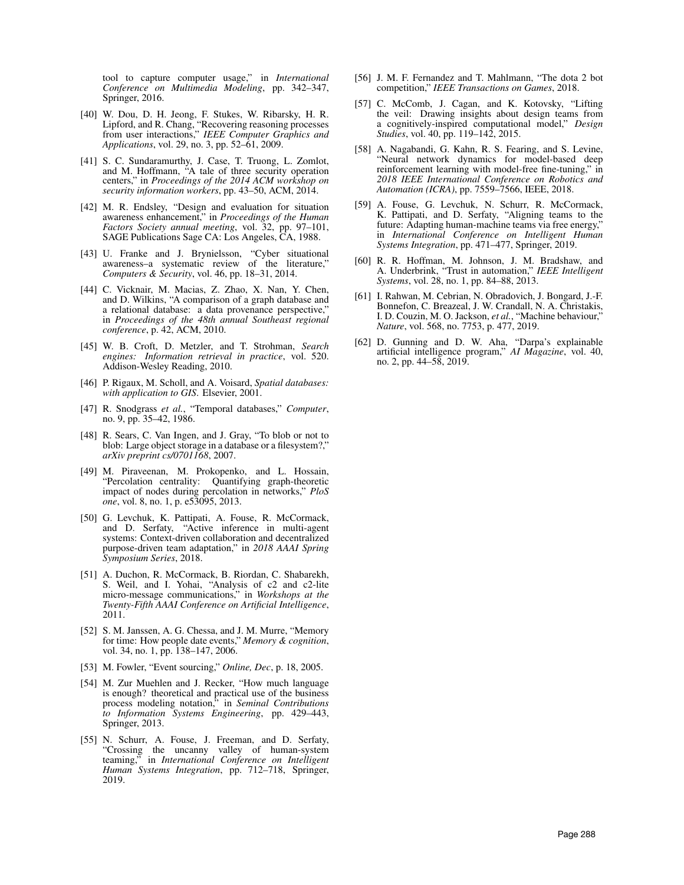tool to capture computer usage," in *International Conference on Multimedia Modeling*, pp. 342–347, Springer, 2016.

[40] W. Dou, D. H. Jeong, F. Stukes, W. Ribarsky, H. R. Lipford, and R. Chang, "Recovering reasoning processes from user interactions," *IEEE Computer Graphics and Applications*, vol. 29, no. 3, pp. 52–61, 2009.

[41] S. C. Sundaramurthy, J. Case, T. Truong, L. Zomlot, and M. Hoffmann, "A tale of three security operation centers," in *Proceedings of the 2014 ACM workshop on security information workers*, pp. 43–50, ACM, 2014.

[42] M. R. Endsley, "Design and evaluation for situation awareness enhancement," in *Proceedings of the Human Factors Society annual meeting*, vol. 32, pp. 97–101, SAGE Publications Sage CA: Los Angeles, CA, 1988.

[43] U. Franke and J. Brynielsson, "Cyber situational awareness–a systematic review of the literature," *Computers & Security*, vol. 46, pp. 18–31, 2014.

[44] C. Vicknair, M. Macias, Z. Zhao, X. Nan, Y. Chen, and D. Wilkins, "A comparison of a graph database and a relational database: a data provenance perspective," in *Proceedings of the 48th annual Southeast regional conference*, p. 42, ACM, 2010.

[45] W. B. Croft, D. Metzler, and T. Strohman, *Search engines: Information retrieval in practice*, vol. 520. Addison-Wesley Reading, 2010.

[46] P. Rigaux, M. Scholl, and A. Voisard, *Spatial databases: with application to GIS*. Elsevier, 2001.

[47] R. Snodgrass *et al.*, "Temporal databases," *Computer*, no. 9, pp. 35–42, 1986.

[48] R. Sears, C. Van Ingen, and J. Gray, "To blob or not to blob: Large object storage in a database or a filesystem?," *arXiv preprint cs/0701168*, 2007.

[49] M. Piraveenan, M. Prokopenko, and L. Hossain, "Percolation centrality: Quantifying graph-theoretic impact of nodes during percolation in networks," *PloS one*, vol. 8, no. 1, p. e53095, 2013.

[50] G. Levchuk, K. Pattipati, A. Fouse, R. McCormack, and D. Serfaty, "Active inference in multi-agent systems: Context-driven collaboration and decentralized purpose-driven team adaptation," in *2018 AAAI Spring Symposium Series*, 2018.

[51] A. Duchon, R. McCormack, B. Riordan, C. Shabarekh, S. Weil, and I. Yohai, "Analysis of c2 and c2-lite micro-message communications," in *Workshops at the Twenty-Fifth AAAI Conference on Artificial Intelligence*, 2011.

[52] S. M. Janssen, A. G. Chessa, and J. M. Murre, "Memory for time: How people date events," *Memory & cognition*, vol. 34, no. 1, pp. 138–147, 2006.

[53] M. Fowler, "Event sourcing," *Online, Dec*, p. 18, 2005.

[54] M. Zur Muehlen and J. Recker, "How much language is enough? theoretical and practical use of the business process modeling notation," in *Seminal Contributions to Information Systems Engineering*, pp. 429–443, Springer, 2013.

[55] N. Schurr, A. Fouse, J. Freeman, and D. Serfaty, "Crossing the uncanny valley of human-system teaming," in *International Conference on Intelligent Human Systems Integration*, pp. 712–718, Springer, 2019.

[56] J. M. F. Fernandez and T. Mahlmann, "The dota 2 bot competition," *IEEE Transactions on Games*, 2018.

[57] C. McComb, J. Cagan, and K. Kotovsky, "Lifting the veil: Drawing insights about design teams from a cognitively-inspired computational model," *Design Studies*, vol. 40, pp. 119–142, 2015.

[58] A. Nagabandi, G. Kahn, R. S. Fearing, and S. Levine, "Neural network dynamics for model-based deep reinforcement learning with model-free fine-tuning," in *2018 IEEE International Conference on Robotics and Automation (ICRA)*, pp. 7559–7566, IEEE, 2018.

[59] A. Fouse, G. Levchuk, N. Schurr, R. McCormack, K. Pattipati, and D. Serfaty, "Aligning teams to the future: Adapting human-machine teams via free energy," in *International Conference on Intelligent Human Systems Integration*, pp. 471–477, Springer, 2019.

[60] R. R. Hoffman, M. Johnson, J. M. Bradshaw, and A. Underbrink, "Trust in automation," *IEEE Intelligent Systems*, vol. 28, no. 1, pp. 84–88, 2013.

[61] I. Rahwan, M. Cebrian, N. Obradovich, J. Bongard, J.-F. Bonnefon, C. Breazeal, J. W. Crandall, N. A. Christakis, I. D. Couzin, M. O. Jackson, *et al.*, "Machine behaviour," *Nature*, vol. 568, no. 7753, p. 477, 2019.

[62] D. Gunning and D. W. Aha, "Darpa's explainable artificial intelligence program," *AI Magazine*, vol. 40, no. 2, pp. 44–58, 2019.